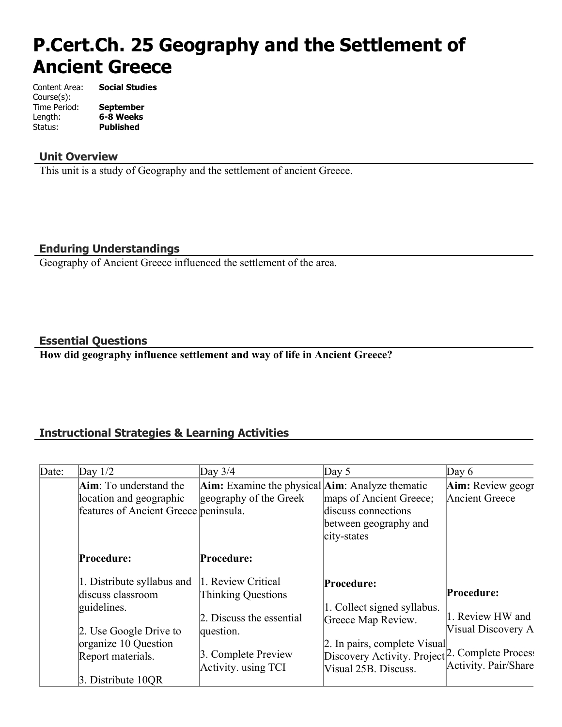# P.Cert.Ch. 25 Geography and the Settlement of Ancient Greece

Content Area: **Social Studies**
Course(s):
Time Period: **September**
Length: **6-8 Weeks**
Status: **Published**

## Unit Overview

This unit is a study of Geography and the settlement of ancient Greece.

## Enduring Understandings

Geography of Ancient Greece influenced the settlement of the area.

## Essential Questions

**How did geography influence settlement and way of life in Ancient Greece?**

## Instructional Strategies & Learning Activities

| Date: | Day 1/2 | Day 3/4 | Day 5 | Day 6 |
|---|---|---|---|---|
| | **Aim**: To understand the location and geographic features of Ancient Greece<br><br>**Procedure:**<br><br>1. Distribute syllabus and discuss classroom guidelines.<br><br>2. Use Google Drive to organize 10 Question Report materials.<br><br>3. Distribute 10QR | **Aim:** Examine the physical geography of the Greek peninsula.<br><br>**Procedure:**<br><br>1. Review Critical Thinking Questions<br><br>2. Discuss the essential question.<br><br>3. Complete Preview Activity. using TCI | **Aim**: Analyze thematic maps of Ancient Greece; discuss connections between geography and city-states<br><br>**Procedure:**<br><br>1. Collect signed syllabus. Greece Map Review.<br><br>2. In pairs, complete Visual Discovery Activity. Project Visual 25B. Discuss. | **Aim:** Review geogr Ancient Greece<br><br>**Procedure:**<br><br>1. Review HW and Visual Discovery A<br><br>2. Complete Process Activity. Pair/Share |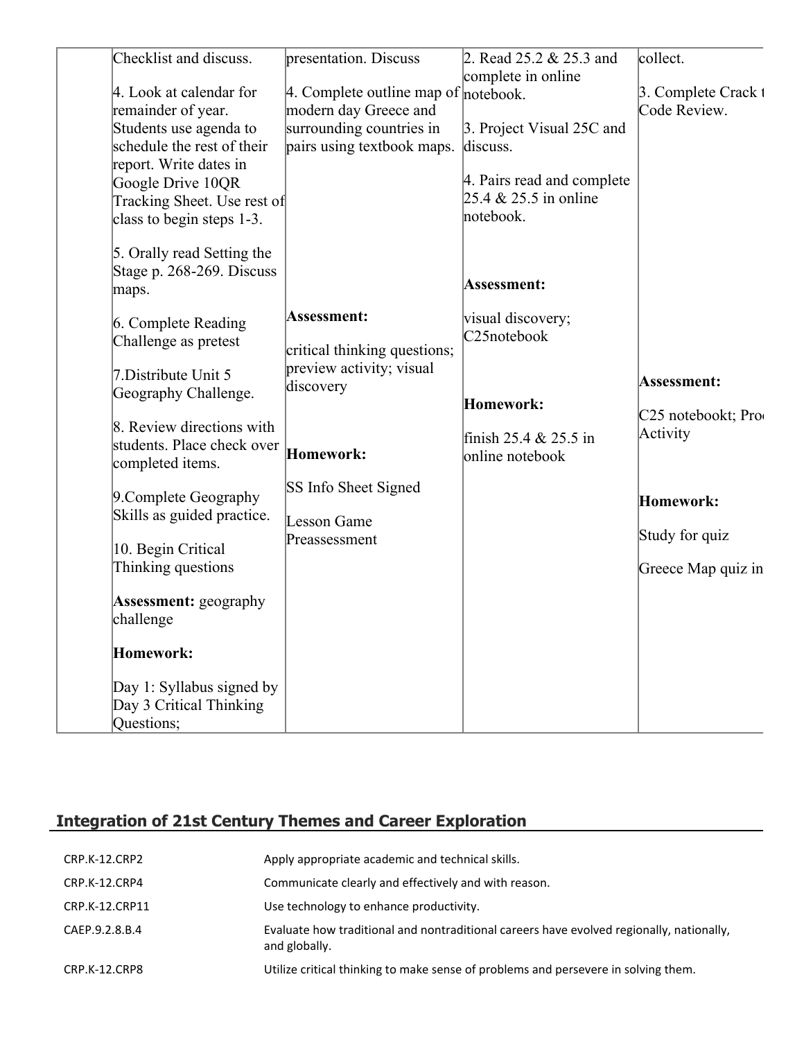| | | | | |
|---|---|---|---|---|
| | Checklist and discuss.<br><br>4. Look at calendar for remainder of year. Students use agenda to schedule the rest of their report. Write dates in Google Drive 10QR Tracking Sheet. Use rest of class to begin steps 1-3.<br><br>5. Orally read Setting the Stage p. 268-269. Discuss maps.<br><br>6. Complete Reading Challenge as pretest<br><br>7.Distribute Unit 5 Geography Challenge.<br><br>8. Review directions with students. Place check over completed items.<br><br>9.Complete Geography Skills as guided practice.<br><br>10. Begin Critical Thinking questions<br><br>**Assessment:** geography challenge<br><br>**Homework:**<br><br>Day 1: Syllabus signed by Day 3 Critical Thinking Questions; | presentation. Discuss<br><br>4. Complete outline map of modern day Greece and surrounding countries in pairs using textbook maps.<br><br>**Assessment:**<br><br>critical thinking questions; preview activity; visual discovery<br><br>**Homework:**<br><br>SS Info Sheet Signed<br><br>Lesson Game Preassessment | 2. Read 25.2 & 25.3 and complete in online notebook.<br><br>3. Project Visual 25C and discuss.<br><br>4. Pairs read and complete 25.4 & 25.5 in online notebook.<br><br>**Assessment:**<br><br>visual discovery; C25notebook<br><br>**Homework:**<br><br>finish 25.4 & 25.5 in online notebook | collect.<br><br>3. Complete Crack t Code Review.<br><br>**Assessment:**<br><br>C25 notebookt; Pro Activity<br><br>**Homework:**<br><br>Study for quiz<br><br>Greece Map quiz in |

## Integration of 21st Century Themes and Career Exploration

| | |
|---|---|
| CRP.K-12.CRP2 | Apply appropriate academic and technical skills. |
| CRP.K-12.CRP4 | Communicate clearly and effectively and with reason. |
| CRP.K-12.CRP11 | Use technology to enhance productivity. |
| CAEP.9.2.8.B.4 | Evaluate how traditional and nontraditional careers have evolved regionally, nationally, and globally. |
| CRP.K-12.CRP8 | Utilize critical thinking to make sense of problems and persevere in solving them. |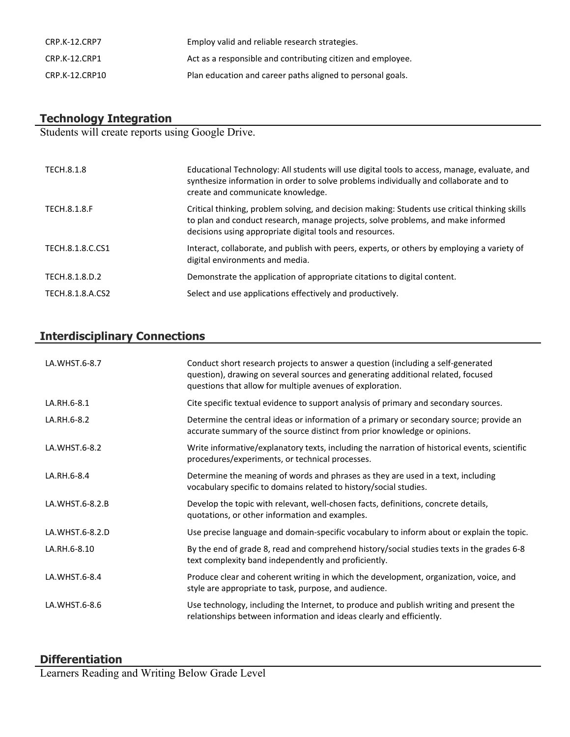| | |
|---|---|
| CRP.K-12.CRP7 | Employ valid and reliable research strategies. |
| CRP.K-12.CRP1 | Act as a responsible and contributing citizen and employee. |
| CRP.K-12.CRP10 | Plan education and career paths aligned to personal goals. |

## Technology Integration

Students will create reports using Google Drive.

| | |
|---|---|
| TECH.8.1.8 | Educational Technology: All students will use digital tools to access, manage, evaluate, and synthesize information in order to solve problems individually and collaborate and to create and communicate knowledge. |
| TECH.8.1.8.F | Critical thinking, problem solving, and decision making: Students use critical thinking skills to plan and conduct research, manage projects, solve problems, and make informed decisions using appropriate digital tools and resources. |
| TECH.8.1.8.C.CS1 | Interact, collaborate, and publish with peers, experts, or others by employing a variety of digital environments and media. |
| TECH.8.1.8.D.2 | Demonstrate the application of appropriate citations to digital content. |
| TECH.8.1.8.A.CS2 | Select and use applications effectively and productively. |

## Interdisciplinary Connections

| | |
|---|---|
| LA.WHST.6-8.7 | Conduct short research projects to answer a question (including a self-generated question), drawing on several sources and generating additional related, focused questions that allow for multiple avenues of exploration. |
| LA.RH.6-8.1 | Cite specific textual evidence to support analysis of primary and secondary sources. |
| LA.RH.6-8.2 | Determine the central ideas or information of a primary or secondary source; provide an accurate summary of the source distinct from prior knowledge or opinions. |
| LA.WHST.6-8.2 | Write informative/explanatory texts, including the narration of historical events, scientific procedures/experiments, or technical processes. |
| LA.RH.6-8.4 | Determine the meaning of words and phrases as they are used in a text, including vocabulary specific to domains related to history/social studies. |
| LA.WHST.6-8.2.B | Develop the topic with relevant, well-chosen facts, definitions, concrete details, quotations, or other information and examples. |
| LA.WHST.6-8.2.D | Use precise language and domain-specific vocabulary to inform about or explain the topic. |
| LA.RH.6-8.10 | By the end of grade 8, read and comprehend history/social studies texts in the grades 6-8 text complexity band independently and proficiently. |
| LA.WHST.6-8.4 | Produce clear and coherent writing in which the development, organization, voice, and style are appropriate to task, purpose, and audience. |
| LA.WHST.6-8.6 | Use technology, including the Internet, to produce and publish writing and present the relationships between information and ideas clearly and efficiently. |

## Differentiation

Learners Reading and Writing Below Grade Level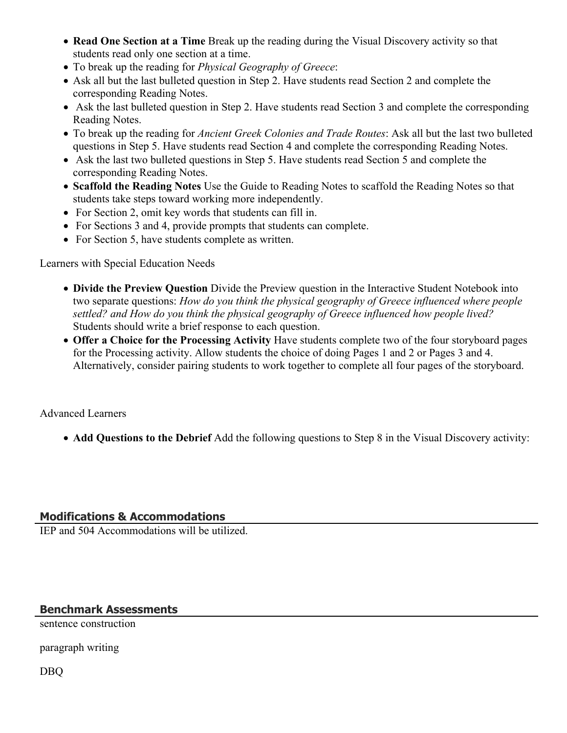- **Read One Section at a Time** Break up the reading during the Visual Discovery activity so that students read only one section at a time.
- To break up the reading for *Physical Geography of Greece*:
- Ask all but the last bulleted question in Step 2. Have students read Section 2 and complete the corresponding Reading Notes.
- Ask the last bulleted question in Step 2. Have students read Section 3 and complete the corresponding Reading Notes.
- To break up the reading for *Ancient Greek Colonies and Trade Routes*: Ask all but the last two bulleted questions in Step 5. Have students read Section 4 and complete the corresponding Reading Notes.
- Ask the last two bulleted questions in Step 5. Have students read Section 5 and complete the corresponding Reading Notes.
- **Scaffold the Reading Notes** Use the Guide to Reading Notes to scaffold the Reading Notes so that students take steps toward working more independently.
- For Section 2, omit key words that students can fill in.
- For Sections 3 and 4, provide prompts that students can complete.
- For Section 5, have students complete as written.

Learners with Special Education Needs

- **Divide the Preview Question** Divide the Preview question in the Interactive Student Notebook into two separate questions: *How do you think the physical geography of Greece influenced where people settled? and How do you think the physical geography of Greece influenced how people lived?* Students should write a brief response to each question.
- **Offer a Choice for the Processing Activity** Have students complete two of the four storyboard pages for the Processing activity. Allow students the choice of doing Pages 1 and 2 or Pages 3 and 4. Alternatively, consider pairing students to work together to complete all four pages of the storyboard.

Advanced Learners

- **Add Questions to the Debrief** Add the following questions to Step 8 in the Visual Discovery activity:

## Modifications & Accommodations

IEP and 504 Accommodations will be utilized.

## Benchmark Assessments

sentence construction

paragraph writing

DBQ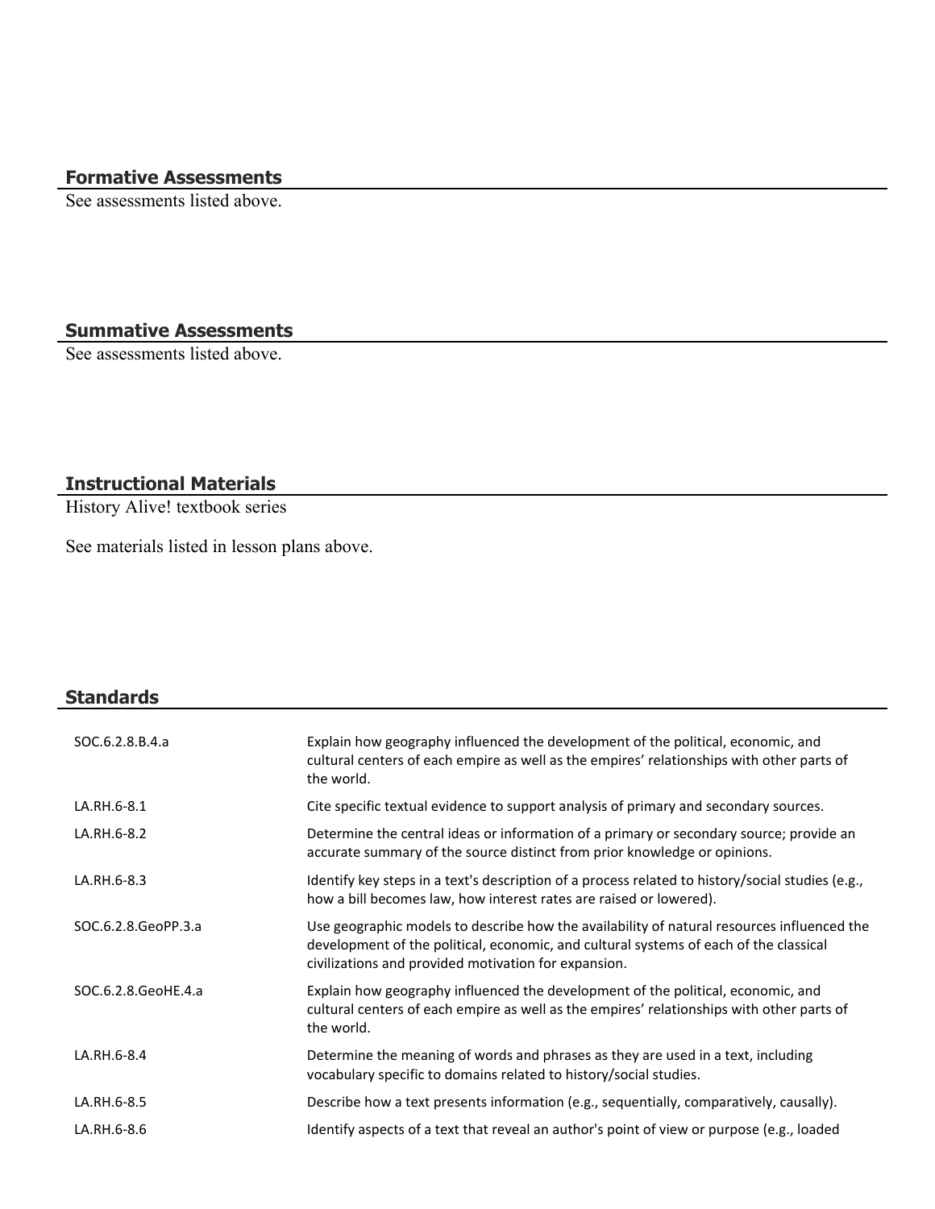## Formative Assessments

See assessments listed above.

## Summative Assessments

See assessments listed above.

## Instructional Materials

History Alive! textbook series

See materials listed in lesson plans above.

## Standards

| | |
|---|---|
| SOC.6.2.8.B.4.a | Explain how geography influenced the development of the political, economic, and cultural centers of each empire as well as the empires' relationships with other parts of the world. |
| LA.RH.6-8.1 | Cite specific textual evidence to support analysis of primary and secondary sources. |
| LA.RH.6-8.2 | Determine the central ideas or information of a primary or secondary source; provide an accurate summary of the source distinct from prior knowledge or opinions. |
| LA.RH.6-8.3 | Identify key steps in a text's description of a process related to history/social studies (e.g., how a bill becomes law, how interest rates are raised or lowered). |
| SOC.6.2.8.GeoPP.3.a | Use geographic models to describe how the availability of natural resources influenced the development of the political, economic, and cultural systems of each of the classical civilizations and provided motivation for expansion. |
| SOC.6.2.8.GeoHE.4.a | Explain how geography influenced the development of the political, economic, and cultural centers of each empire as well as the empires' relationships with other parts of the world. |
| LA.RH.6-8.4 | Determine the meaning of words and phrases as they are used in a text, including vocabulary specific to domains related to history/social studies. |
| LA.RH.6-8.5 | Describe how a text presents information (e.g., sequentially, comparatively, causally). |
| LA.RH.6-8.6 | Identify aspects of a text that reveal an author's point of view or purpose (e.g., loaded |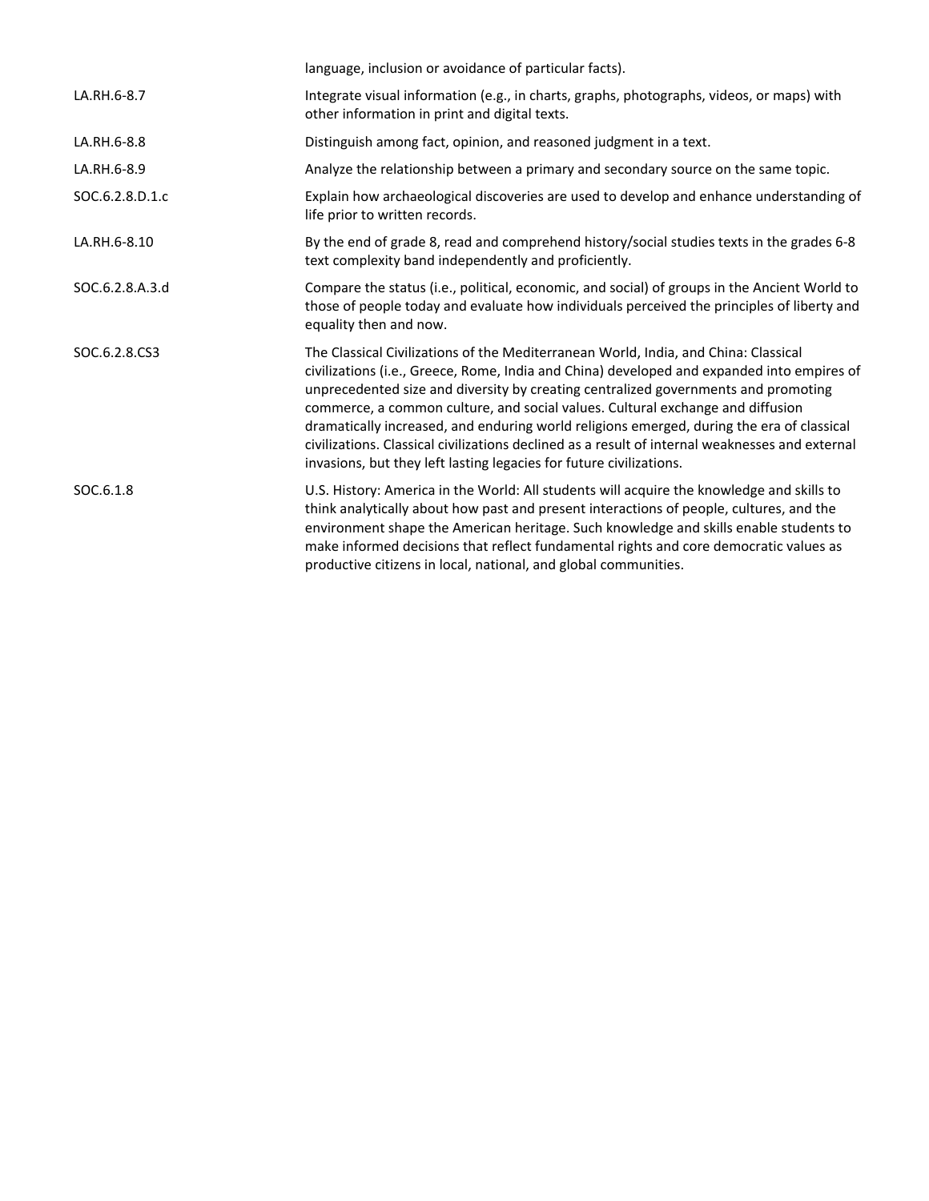| | |
|---|---|
| | language, inclusion or avoidance of particular facts). |
| LA.RH.6-8.7 | Integrate visual information (e.g., in charts, graphs, photographs, videos, or maps) with other information in print and digital texts. |
| LA.RH.6-8.8 | Distinguish among fact, opinion, and reasoned judgment in a text. |
| LA.RH.6-8.9 | Analyze the relationship between a primary and secondary source on the same topic. |
| SOC.6.2.8.D.1.c | Explain how archaeological discoveries are used to develop and enhance understanding of life prior to written records. |
| LA.RH.6-8.10 | By the end of grade 8, read and comprehend history/social studies texts in the grades 6-8 text complexity band independently and proficiently. |
| SOC.6.2.8.A.3.d | Compare the status (i.e., political, economic, and social) of groups in the Ancient World to those of people today and evaluate how individuals perceived the principles of liberty and equality then and now. |
| SOC.6.2.8.CS3 | The Classical Civilizations of the Mediterranean World, India, and China: Classical civilizations (i.e., Greece, Rome, India and China) developed and expanded into empires of unprecedented size and diversity by creating centralized governments and promoting commerce, a common culture, and social values. Cultural exchange and diffusion dramatically increased, and enduring world religions emerged, during the era of classical civilizations. Classical civilizations declined as a result of internal weaknesses and external invasions, but they left lasting legacies for future civilizations. |
| SOC.6.1.8 | U.S. History: America in the World: All students will acquire the knowledge and skills to think analytically about how past and present interactions of people, cultures, and the environment shape the American heritage. Such knowledge and skills enable students to make informed decisions that reflect fundamental rights and core democratic values as productive citizens in local, national, and global communities. |